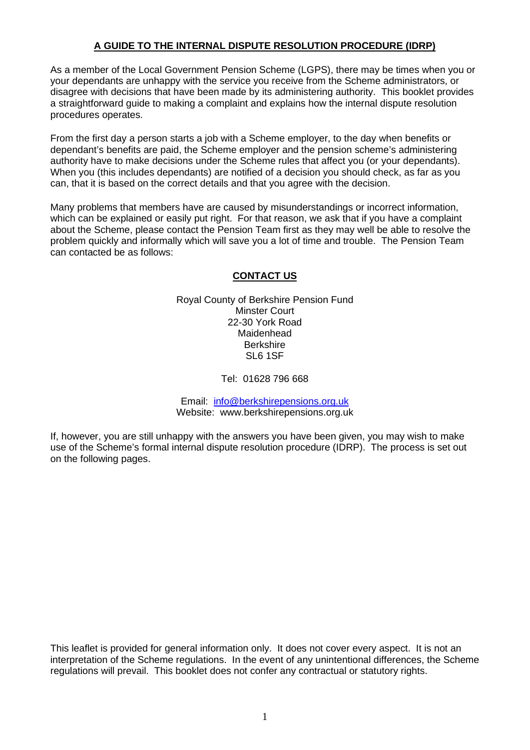# A GUIDE TO THE INTERNAL DISPUTE RESOLUTION PROCEDURE (IDRP)

As a member of the Local Government Pension Scheme (LGPS), there may be times when you or your dependants are unhappy with the service you receive from the Scheme administrators, or disagree with decisions that have been made by its administering authority. This booklet provides a straightforward guide to making a complaint and explains how the internal dispute resolution procedures operates.

From the first day a person starts a job with a Scheme employer, to the day when benefits or dependant's benefits are paid, the Scheme employer and the pension scheme's administering authority have to make decisions under the Scheme rules that affect you (or your dependants). When you (this includes dependants) are notified of a decision you should check, as far as you can, that it is based on the correct details and that you agree with the decision.

Many problems that members have are caused by misunderstandings or incorrect information, which can be explained or easily put right. For that reason, we ask that if you have a complaint about the Scheme, please contact the Pension Team first as they may well be able to resolve the problem quickly and informally which will save you a lot of time and trouble. The Pension Team can contacted be as follows:

## CONTACT US

Royal County of Berkshire Pension Fund
Minster Court
22-30 York Road
Maidenhead
Berkshire
SL6 1SF

Tel: 01628 796 668

Email: info@berkshirepensions.org.uk
Website: www.berkshirepensions.org.uk

If, however, you are still unhappy with the answers you have been given, you may wish to make use of the Scheme's formal internal dispute resolution procedure (IDRP). The process is set out on the following pages.

This leaflet is provided for general information only. It does not cover every aspect. It is not an interpretation of the Scheme regulations. In the event of any unintentional differences, the Scheme regulations will prevail. This booklet does not confer any contractual or statutory rights.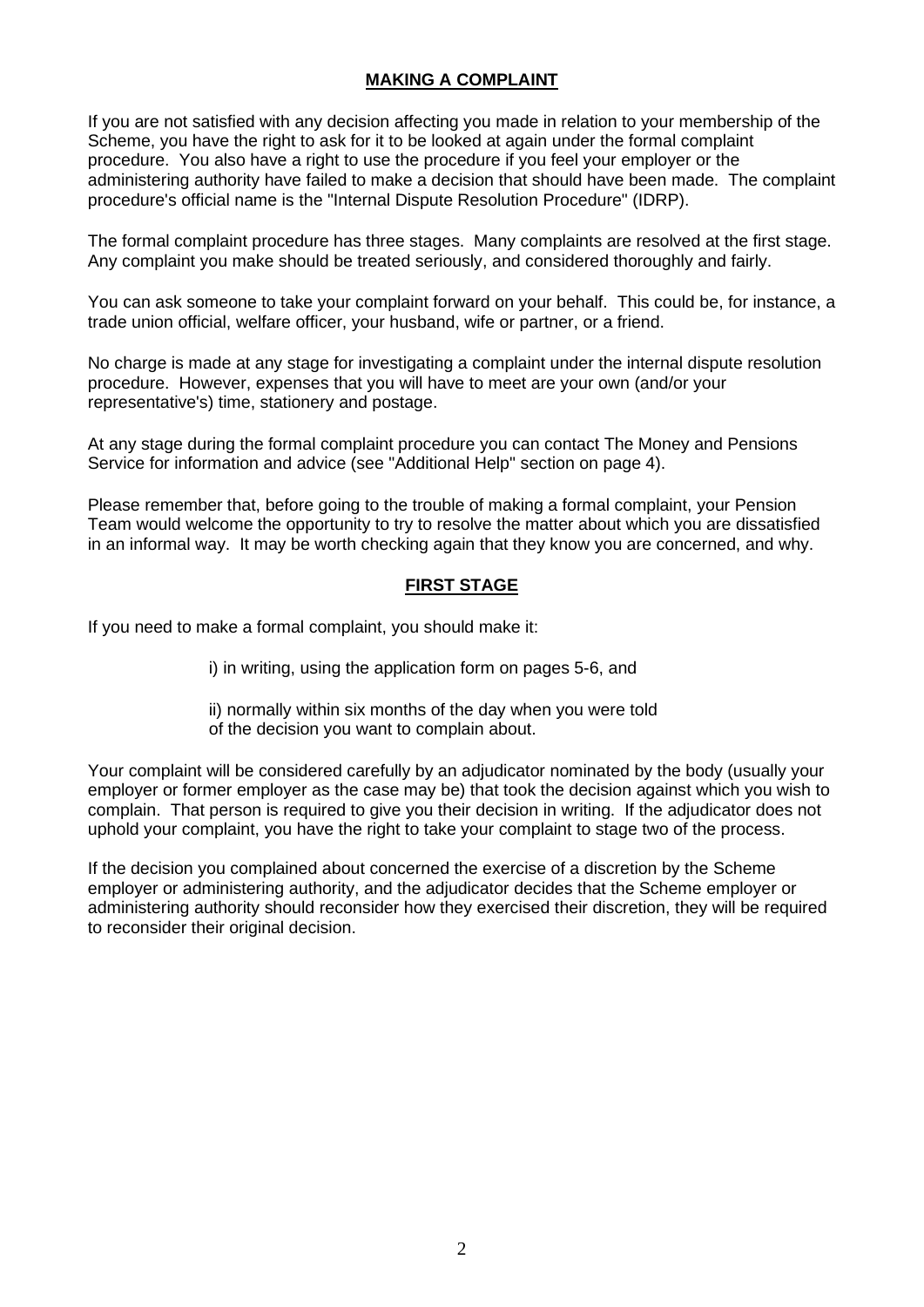## **MAKING A COMPLAINT**

If you are not satisfied with any decision affecting you made in relation to your membership of the Scheme, you have the right to ask for it to be looked at again under the formal complaint procedure. You also have a right to use the procedure if you feel your employer or the administering authority have failed to make a decision that should have been made. The complaint procedure's official name is the "Internal Dispute Resolution Procedure" (IDRP).

The formal complaint procedure has three stages. Many complaints are resolved at the first stage. Any complaint you make should be treated seriously, and considered thoroughly and fairly.

You can ask someone to take your complaint forward on your behalf. This could be, for instance, a trade union official, welfare officer, your husband, wife or partner, or a friend.

No charge is made at any stage for investigating a complaint under the internal dispute resolution procedure. However, expenses that you will have to meet are your own (and/or your representative's) time, stationery and postage.

At any stage during the formal complaint procedure you can contact The Money and Pensions Service for information and advice (see "Additional Help" section on page 4).

Please remember that, before going to the trouble of making a formal complaint, your Pension Team would welcome the opportunity to try to resolve the matter about which you are dissatisfied in an informal way. It may be worth checking again that they know you are concerned, and why.

## **FIRST STAGE**

If you need to make a formal complaint, you should make it:

i) in writing, using the application form on pages 5-6, and

ii) normally within six months of the day when you were told of the decision you want to complain about.

Your complaint will be considered carefully by an adjudicator nominated by the body (usually your employer or former employer as the case may be) that took the decision against which you wish to complain. That person is required to give you their decision in writing. If the adjudicator does not uphold your complaint, you have the right to take your complaint to stage two of the process.

If the decision you complained about concerned the exercise of a discretion by the Scheme employer or administering authority, and the adjudicator decides that the Scheme employer or administering authority should reconsider how they exercised their discretion, they will be required to reconsider their original decision.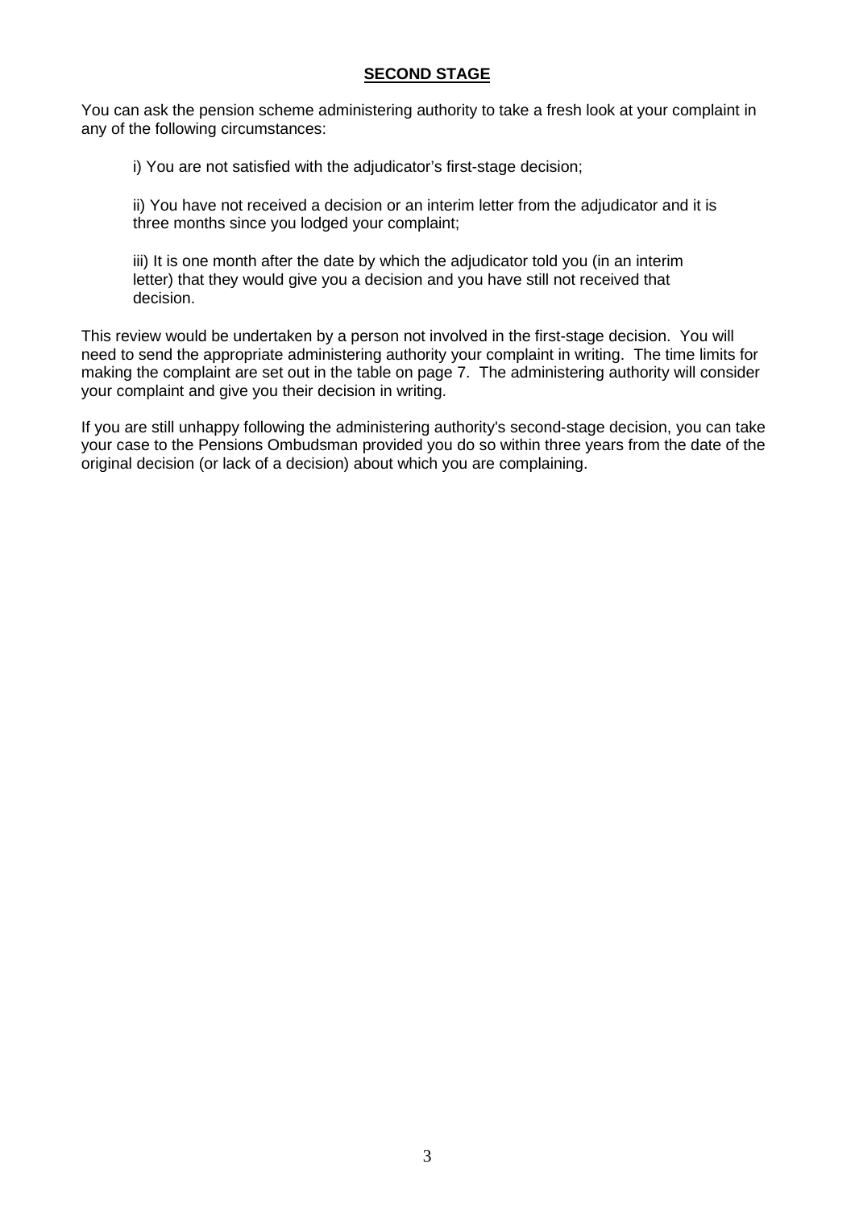## SECOND STAGE

You can ask the pension scheme administering authority to take a fresh look at your complaint in any of the following circumstances:

i) You are not satisfied with the adjudicator's first-stage decision;

ii) You have not received a decision or an interim letter from the adjudicator and it is three months since you lodged your complaint;

iii) It is one month after the date by which the adjudicator told you (in an interim letter) that they would give you a decision and you have still not received that decision.

This review would be undertaken by a person not involved in the first-stage decision. You will need to send the appropriate administering authority your complaint in writing. The time limits for making the complaint are set out in the table on page 7. The administering authority will consider your complaint and give you their decision in writing.

If you are still unhappy following the administering authority's second-stage decision, you can take your case to the Pensions Ombudsman provided you do so within three years from the date of the original decision (or lack of a decision) about which you are complaining.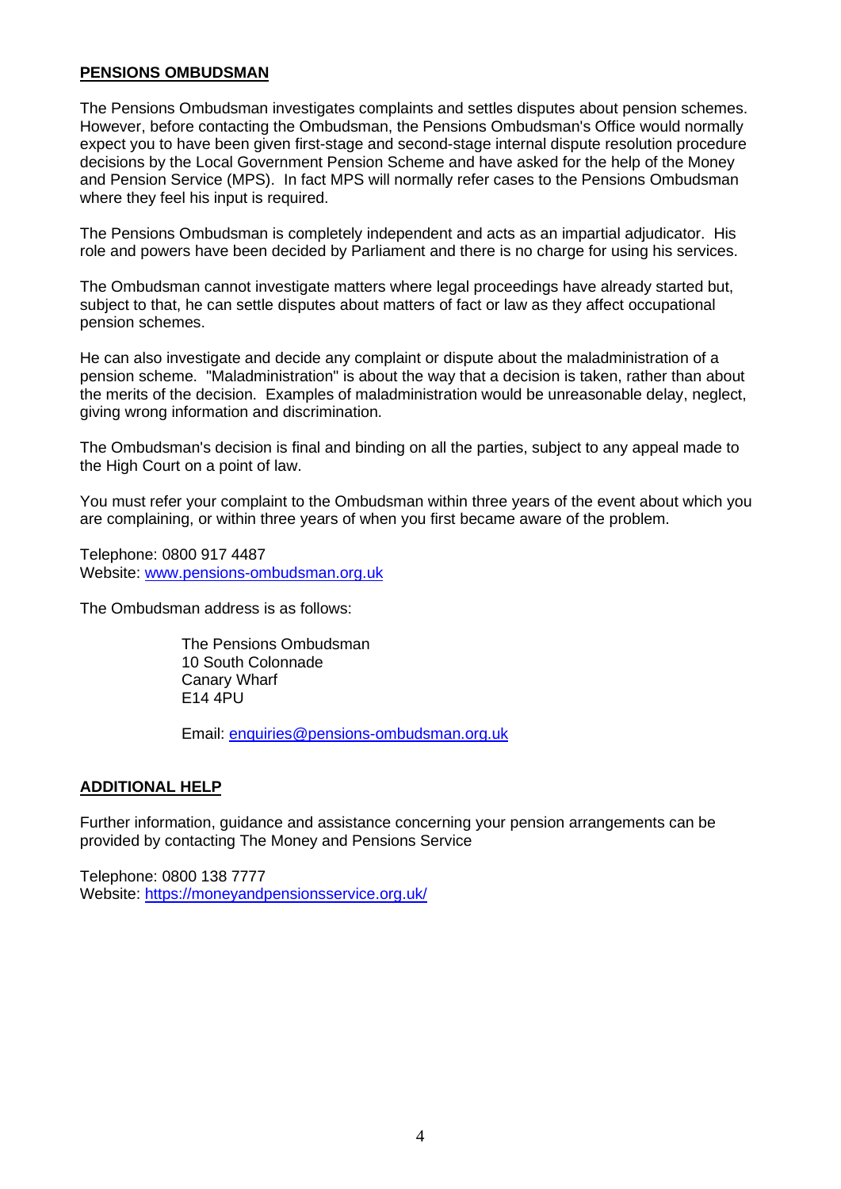## PENSIONS OMBUDSMAN

The Pensions Ombudsman investigates complaints and settles disputes about pension schemes. However, before contacting the Ombudsman, the Pensions Ombudsman's Office would normally expect you to have been given first-stage and second-stage internal dispute resolution procedure decisions by the Local Government Pension Scheme and have asked for the help of the Money and Pension Service (MPS). In fact MPS will normally refer cases to the Pensions Ombudsman where they feel his input is required.

The Pensions Ombudsman is completely independent and acts as an impartial adjudicator. His role and powers have been decided by Parliament and there is no charge for using his services.

The Ombudsman cannot investigate matters where legal proceedings have already started but, subject to that, he can settle disputes about matters of fact or law as they affect occupational pension schemes.

He can also investigate and decide any complaint or dispute about the maladministration of a pension scheme. "Maladministration" is about the way that a decision is taken, rather than about the merits of the decision. Examples of maladministration would be unreasonable delay, neglect, giving wrong information and discrimination.

The Ombudsman's decision is final and binding on all the parties, subject to any appeal made to the High Court on a point of law.

You must refer your complaint to the Ombudsman within three years of the event about which you are complaining, or within three years of when you first became aware of the problem.

Telephone: 0800 917 4487
Website: [www.pensions-ombudsman.org.uk](http://www.pensions-ombudsman.org.uk)

The Ombudsman address is as follows:

> The Pensions Ombudsman
> 10 South Colonnade
> Canary Wharf
> E14 4PU
>
> Email: [enquiries@pensions-ombudsman.org.uk](mailto:enquiries@pensions-ombudsman.org.uk)

## ADDITIONAL HELP

Further information, guidance and assistance concerning your pension arrangements can be provided by contacting The Money and Pensions Service

Telephone: 0800 138 7777
Website: [https://moneyandpensionsservice.org.uk/](https://moneyandpensionsservice.org.uk/)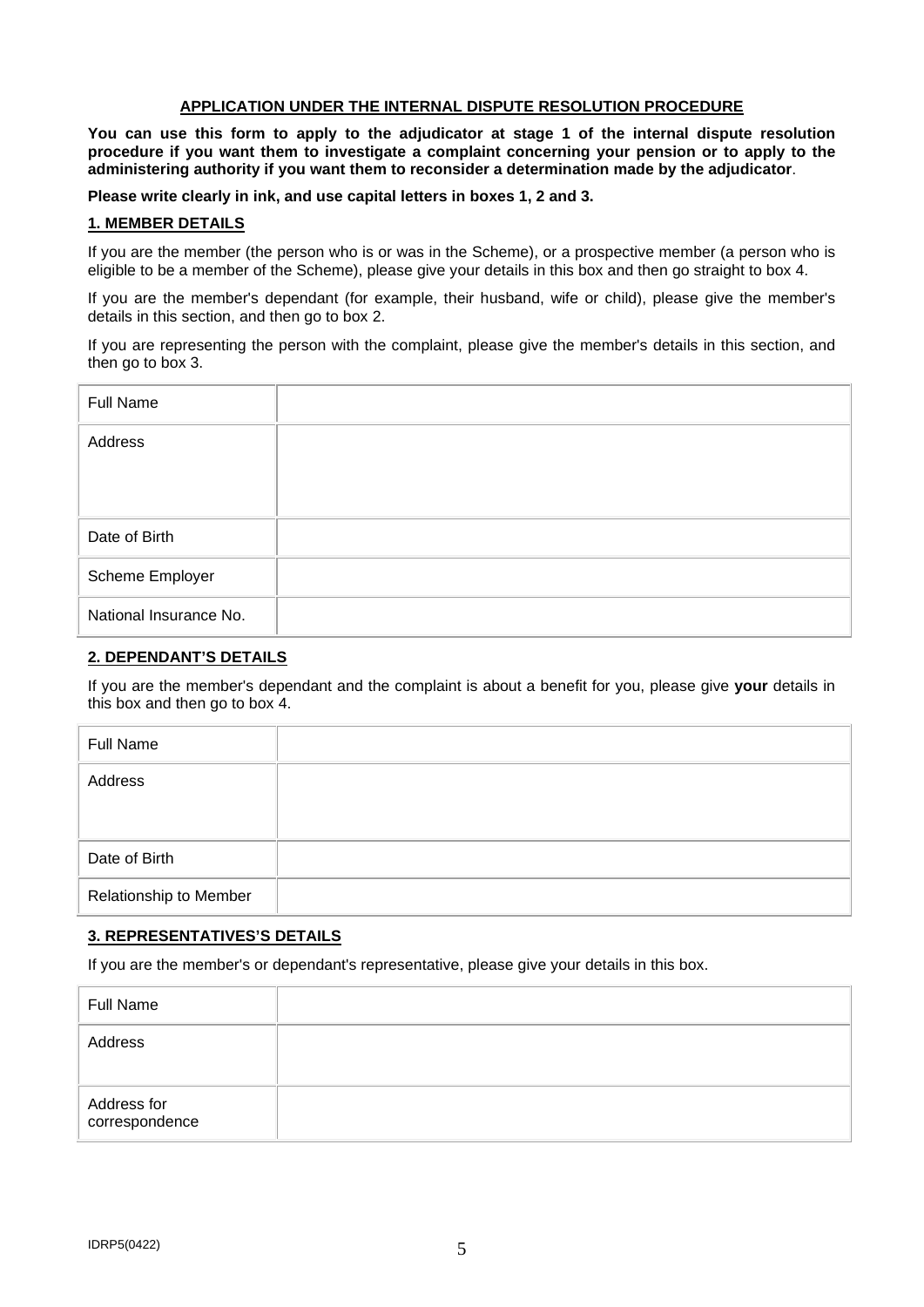## APPLICATION UNDER THE INTERNAL DISPUTE RESOLUTION PROCEDURE

**You can use this form to apply to the adjudicator at stage 1 of the internal dispute resolution procedure if you want them to investigate a complaint concerning your pension or to apply to the administering authority if you want them to reconsider a determination made by the adjudicator**.

**Please write clearly in ink, and use capital letters in boxes 1, 2 and 3.**

### 1. MEMBER DETAILS

If you are the member (the person who is or was in the Scheme), or a prospective member (a person who is eligible to be a member of the Scheme), please give your details in this box and then go straight to box 4.

If you are the member's dependant (for example, their husband, wife or child), please give the member's details in this section, and then go to box 2.

If you are representing the person with the complaint, please give the member's details in this section, and then go to box 3.

| | |
|---|---|
| Full Name | |
| Address | |
| Date of Birth | |
| Scheme Employer | |
| National Insurance No. | |

### 2. DEPENDANT'S DETAILS

If you are the member's dependant and the complaint is about a benefit for you, please give **your** details in this box and then go to box 4.

| | |
|---|---|
| Full Name | |
| Address | |
| Date of Birth | |
| Relationship to Member | |

### 3. REPRESENTATIVES'S DETAILS

If you are the member's or dependant's representative, please give your details in this box.

| | |
|---|---|
| Full Name | |
| Address | |
| Address for correspondence | |

IDRP5(0422)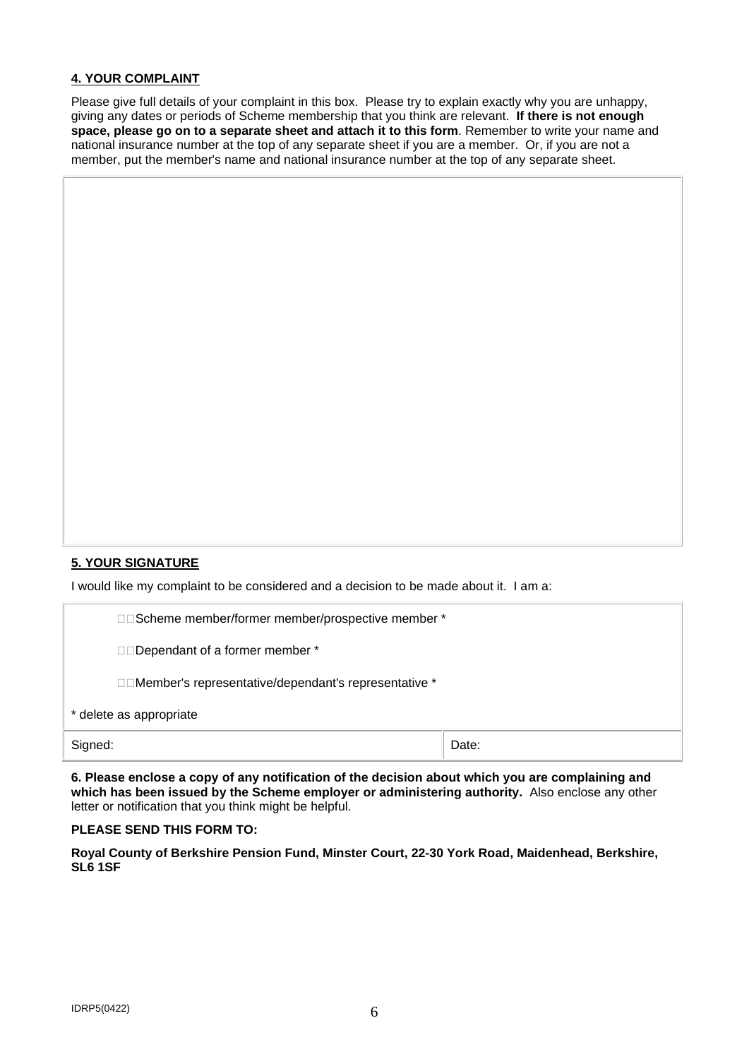**4. YOUR COMPLAINT**

Please give full details of your complaint in this box. Please try to explain exactly why you are unhappy, giving any dates or periods of Scheme membership that you think are relevant. **If there is not enough space, please go on to a separate sheet and attach it to this form**. Remember to write your name and national insurance number at the top of any separate sheet if you are a member. Or, if you are not a member, put the member's name and national insurance number at the top of any separate sheet.

| |
|---|
| |

**5. YOUR SIGNATURE**

I would like my complaint to be considered and a decision to be made about it. I am a:

| | |
|---|---|
| ☐ Scheme member/former member/prospective member * | |
| ☐ Dependant of a former member * | |
| ☐ Member's representative/dependant's representative * | |
| * delete as appropriate | |
| Signed: | Date: |

**6. Please enclose a copy of any notification of the decision about which you are complaining and which has been issued by the Scheme employer or administering authority.** Also enclose any other letter or notification that you think might be helpful.

**PLEASE SEND THIS FORM TO:**

**Royal County of Berkshire Pension Fund, Minster Court, 22-30 York Road, Maidenhead, Berkshire, SL6 1SF**

IDRP5(0422)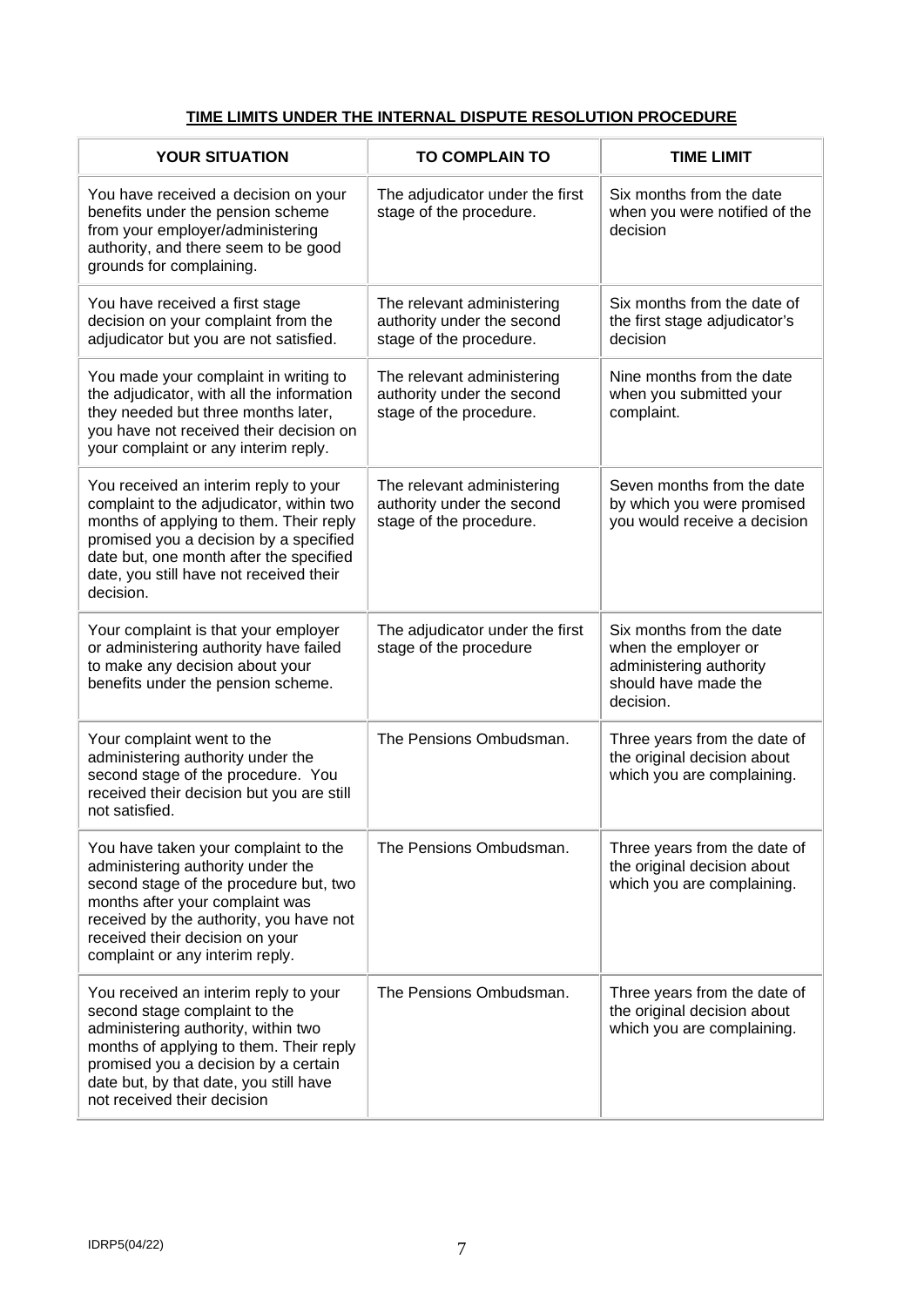## TIME LIMITS UNDER THE INTERNAL DISPUTE RESOLUTION PROCEDURE

| YOUR SITUATION | TO COMPLAIN TO | TIME LIMIT |
|---|---|---|
| You have received a decision on your benefits under the pension scheme from your employer/administering authority, and there seem to be good grounds for complaining. | The adjudicator under the first stage of the procedure. | Six months from the date when you were notified of the decision |
| You have received a first stage decision on your complaint from the adjudicator but you are not satisfied. | The relevant administering authority under the second stage of the procedure. | Six months from the date of the first stage adjudicator's decision |
| You made your complaint in writing to the adjudicator, with all the information they needed but three months later, you have not received their decision on your complaint or any interim reply. | The relevant administering authority under the second stage of the procedure. | Nine months from the date when you submitted your complaint. |
| You received an interim reply to your complaint to the adjudicator, within two months of applying to them. Their reply promised you a decision by a specified date but, one month after the specified date, you still have not received their decision. | The relevant administering authority under the second stage of the procedure. | Seven months from the date by which you were promised you would receive a decision |
| Your complaint is that your employer or administering authority have failed to make any decision about your benefits under the pension scheme. | The adjudicator under the first stage of the procedure | Six months from the date when the employer or administering authority should have made the decision. |
| Your complaint went to the administering authority under the second stage of the procedure. You received their decision but you are still not satisfied. | The Pensions Ombudsman. | Three years from the date of the original decision about which you are complaining. |
| You have taken your complaint to the administering authority under the second stage of the procedure but, two months after your complaint was received by the authority, you have not received their decision on your complaint or any interim reply. | The Pensions Ombudsman. | Three years from the date of the original decision about which you are complaining. |
| You received an interim reply to your second stage complaint to the administering authority, within two months of applying to them. Their reply promised you a decision by a certain date but, by that date, you still have not received their decision | The Pensions Ombudsman. | Three years from the date of the original decision about which you are complaining. |

IDRP5(04/22)